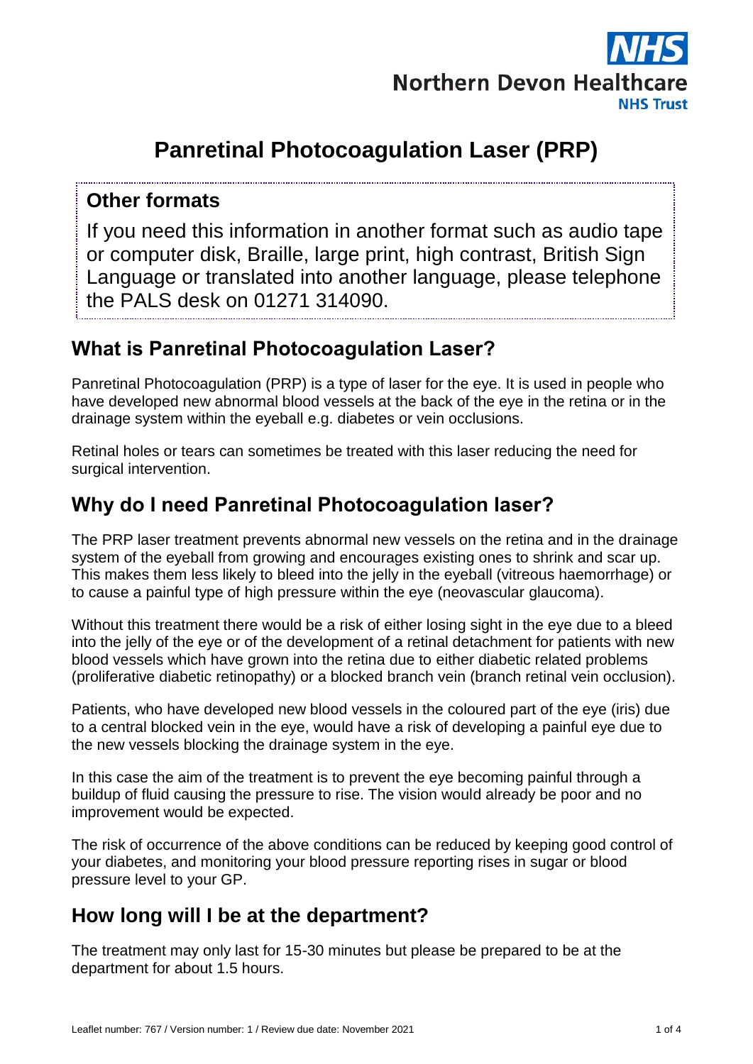Northern Devon Healthcare NHS Trust

# Panretinal Photocoagulation Laser (PRP)

**Other formats**

If you need this information in another format such as audio tape or computer disk, Braille, large print, high contrast, British Sign Language or translated into another language, please telephone the PALS desk on 01271 314090.

## What is Panretinal Photocoagulation Laser?

Panretinal Photocoagulation (PRP) is a type of laser for the eye. It is used in people who have developed new abnormal blood vessels at the back of the eye in the retina or in the drainage system within the eyeball e.g. diabetes or vein occlusions.

Retinal holes or tears can sometimes be treated with this laser reducing the need for surgical intervention.

## Why do I need Panretinal Photocoagulation laser?

The PRP laser treatment prevents abnormal new vessels on the retina and in the drainage system of the eyeball from growing and encourages existing ones to shrink and scar up. This makes them less likely to bleed into the jelly in the eyeball (vitreous haemorrhage) or to cause a painful type of high pressure within the eye (neovascular glaucoma).

Without this treatment there would be a risk of either losing sight in the eye due to a bleed into the jelly of the eye or of the development of a retinal detachment for patients with new blood vessels which have grown into the retina due to either diabetic related problems (proliferative diabetic retinopathy) or a blocked branch vein (branch retinal vein occlusion).

Patients, who have developed new blood vessels in the coloured part of the eye (iris) due to a central blocked vein in the eye, would have a risk of developing a painful eye due to the new vessels blocking the drainage system in the eye.

In this case the aim of the treatment is to prevent the eye becoming painful through a buildup of fluid causing the pressure to rise. The vision would already be poor and no improvement would be expected.

The risk of occurrence of the above conditions can be reduced by keeping good control of your diabetes, and monitoring your blood pressure reporting rises in sugar or blood pressure level to your GP.

## How long will I be at the department?

The treatment may only last for 15-30 minutes but please be prepared to be at the department for about 1.5 hours.

Leaflet number: 767 / Version number: 1 / Review due date: November 2021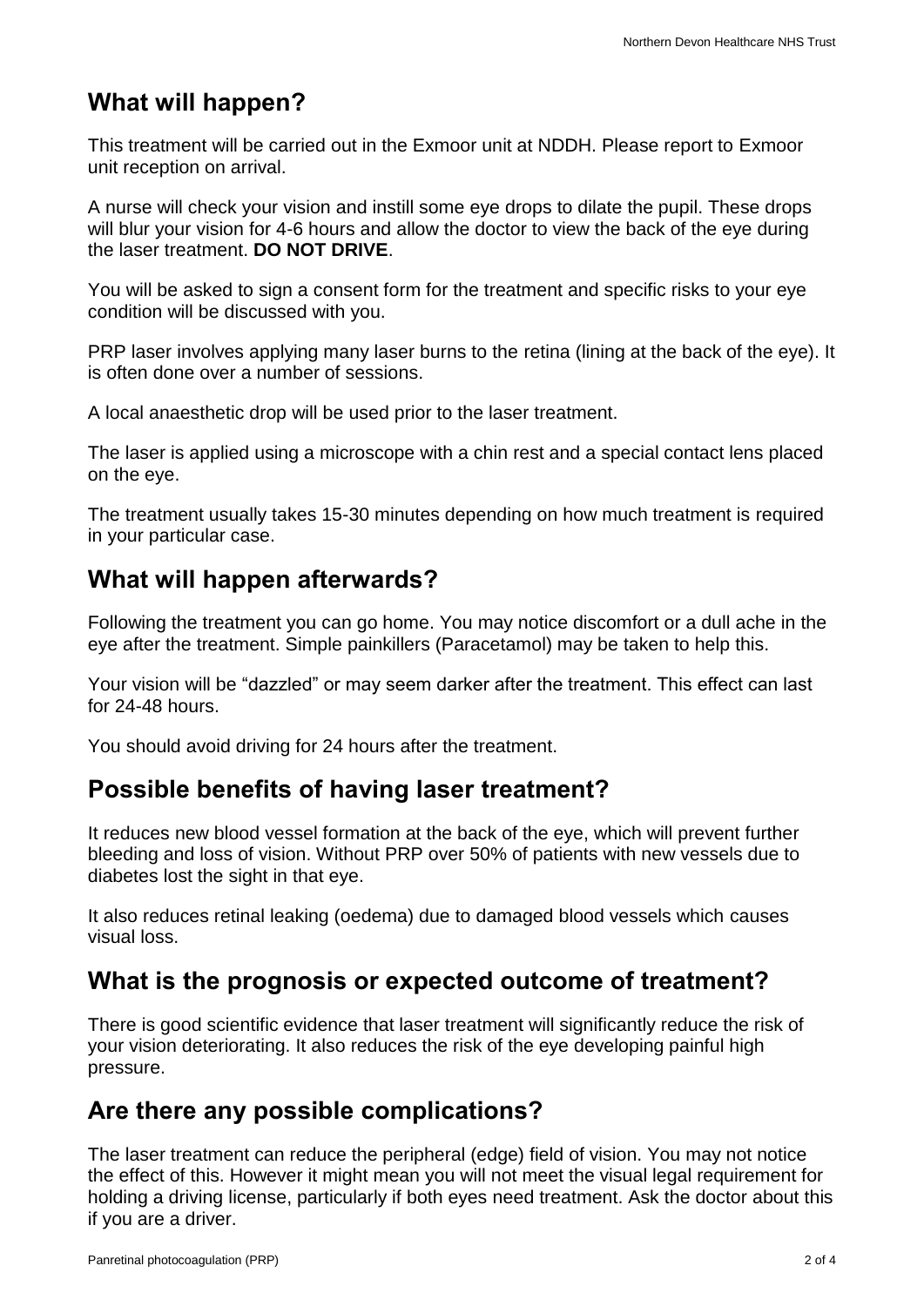## What will happen?

This treatment will be carried out in the Exmoor unit at NDDH. Please report to Exmoor unit reception on arrival.

A nurse will check your vision and instill some eye drops to dilate the pupil. These drops will blur your vision for 4-6 hours and allow the doctor to view the back of the eye during the laser treatment. **DO NOT DRIVE**.

You will be asked to sign a consent form for the treatment and specific risks to your eye condition will be discussed with you.

PRP laser involves applying many laser burns to the retina (lining at the back of the eye). It is often done over a number of sessions.

A local anaesthetic drop will be used prior to the laser treatment.

The laser is applied using a microscope with a chin rest and a special contact lens placed on the eye.

The treatment usually takes 15-30 minutes depending on how much treatment is required in your particular case.

## What will happen afterwards?

Following the treatment you can go home. You may notice discomfort or a dull ache in the eye after the treatment. Simple painkillers (Paracetamol) may be taken to help this.

Your vision will be "dazzled" or may seem darker after the treatment. This effect can last for 24-48 hours.

You should avoid driving for 24 hours after the treatment.

## Possible benefits of having laser treatment?

It reduces new blood vessel formation at the back of the eye, which will prevent further bleeding and loss of vision. Without PRP over 50% of patients with new vessels due to diabetes lost the sight in that eye.

It also reduces retinal leaking (oedema) due to damaged blood vessels which causes visual loss.

## What is the prognosis or expected outcome of treatment?

There is good scientific evidence that laser treatment will significantly reduce the risk of your vision deteriorating. It also reduces the risk of the eye developing painful high pressure.

## Are there any possible complications?

The laser treatment can reduce the peripheral (edge) field of vision. You may not notice the effect of this. However it might mean you will not meet the visual legal requirement for holding a driving license, particularly if both eyes need treatment. Ask the doctor about this if you are a driver.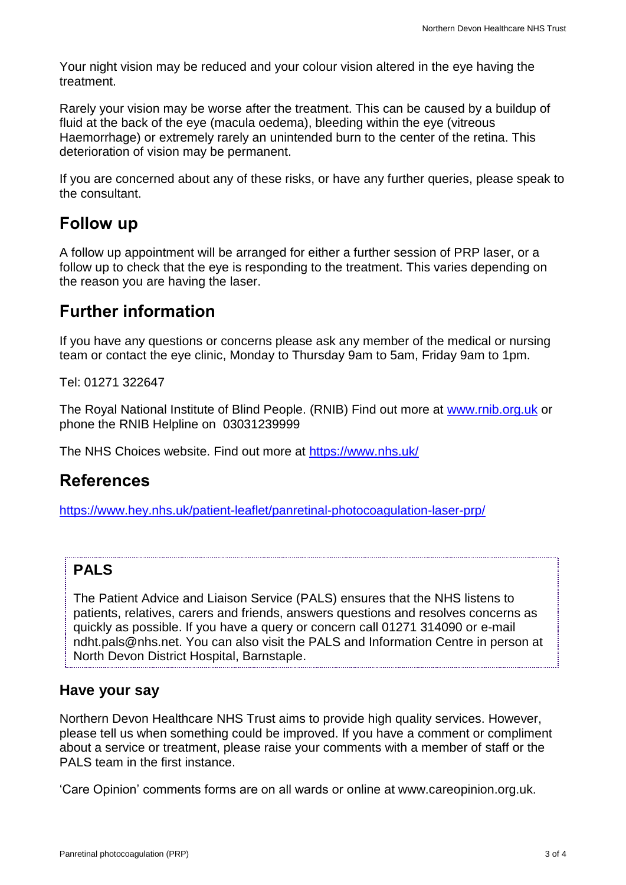Your night vision may be reduced and your colour vision altered in the eye having the treatment.

Rarely your vision may be worse after the treatment. This can be caused by a buildup of fluid at the back of the eye (macula oedema), bleeding within the eye (vitreous Haemorrhage) or extremely rarely an unintended burn to the center of the retina. This deterioration of vision may be permanent.

If you are concerned about any of these risks, or have any further queries, please speak to the consultant.

## Follow up

A follow up appointment will be arranged for either a further session of PRP laser, or a follow up to check that the eye is responding to the treatment. This varies depending on the reason you are having the laser.

## Further information

If you have any questions or concerns please ask any member of the medical or nursing team or contact the eye clinic, Monday to Thursday 9am to 5am, Friday 9am to 1pm.

Tel: 01271 322647

The Royal National Institute of Blind People. (RNIB) Find out more at [www.rnib.org.uk](www.rnib.org.uk) or phone the RNIB Helpline on 03031239999

The NHS Choices website. Find out more at [https://www.nhs.uk/](https://www.nhs.uk/)

## References

[https://www.hey.nhs.uk/patient-leaflet/panretinal-photocoagulation-laser-prp/](https://www.hey.nhs.uk/patient-leaflet/panretinal-photocoagulation-laser-prp/)

## PALS

The Patient Advice and Liaison Service (PALS) ensures that the NHS listens to patients, relatives, carers and friends, answers questions and resolves concerns as quickly as possible. If you have a query or concern call 01271 314090 or e-mail ndht.pals@nhs.net. You can also visit the PALS and Information Centre in person at North Devon District Hospital, Barnstaple.

### Have your say

Northern Devon Healthcare NHS Trust aims to provide high quality services. However, please tell us when something could be improved. If you have a comment or compliment about a service or treatment, please raise your comments with a member of staff or the PALS team in the first instance.

'Care Opinion' comments forms are on all wards or online at www.careopinion.org.uk.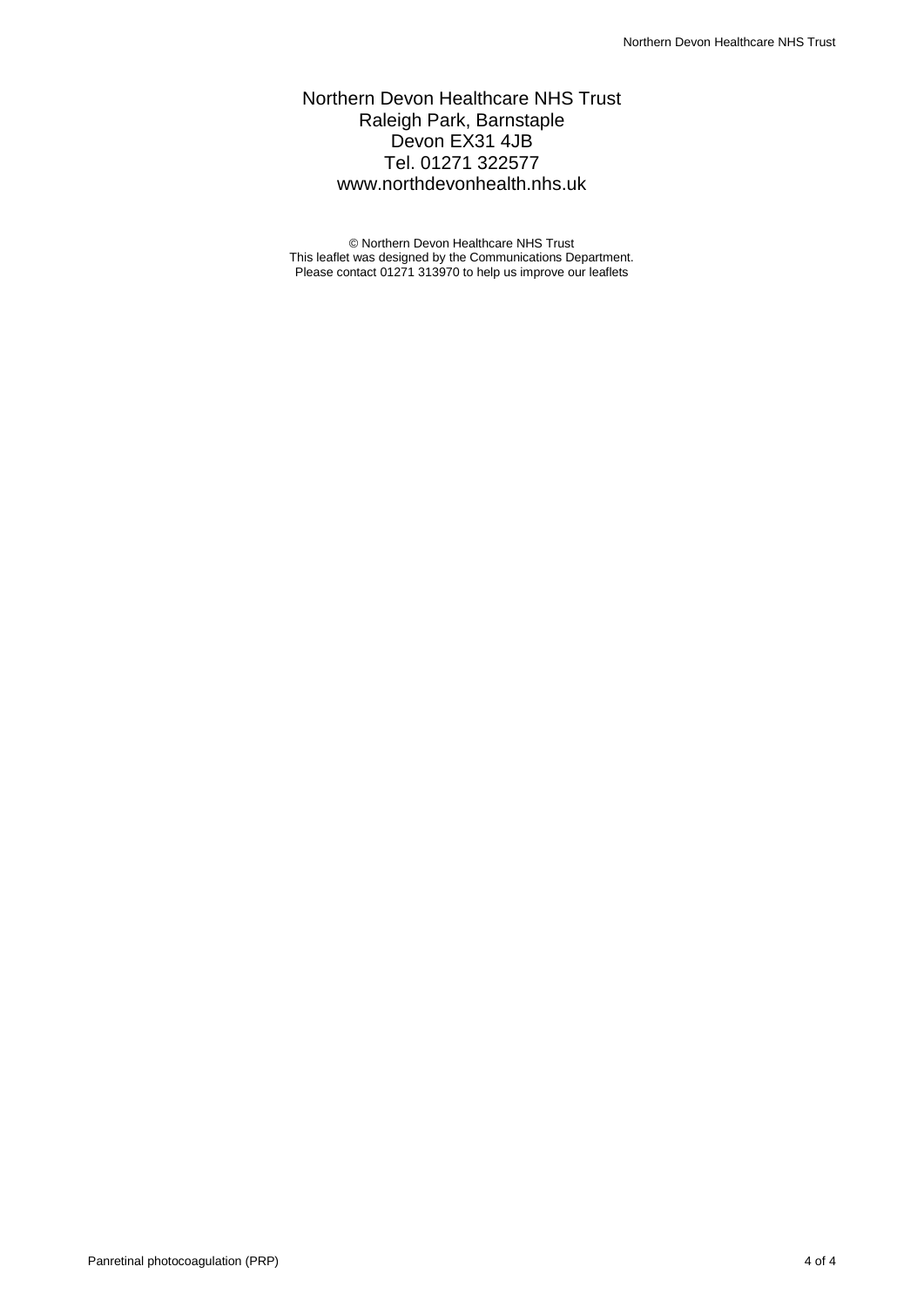Northern Devon Healthcare NHS Trust
Raleigh Park, Barnstaple
Devon EX31 4JB
Tel. 01271 322577
www.northdevonhealth.nhs.uk

© Northern Devon Healthcare NHS Trust
This leaflet was designed by the Communications Department.
Please contact 01271 313970 to help us improve our leaflets